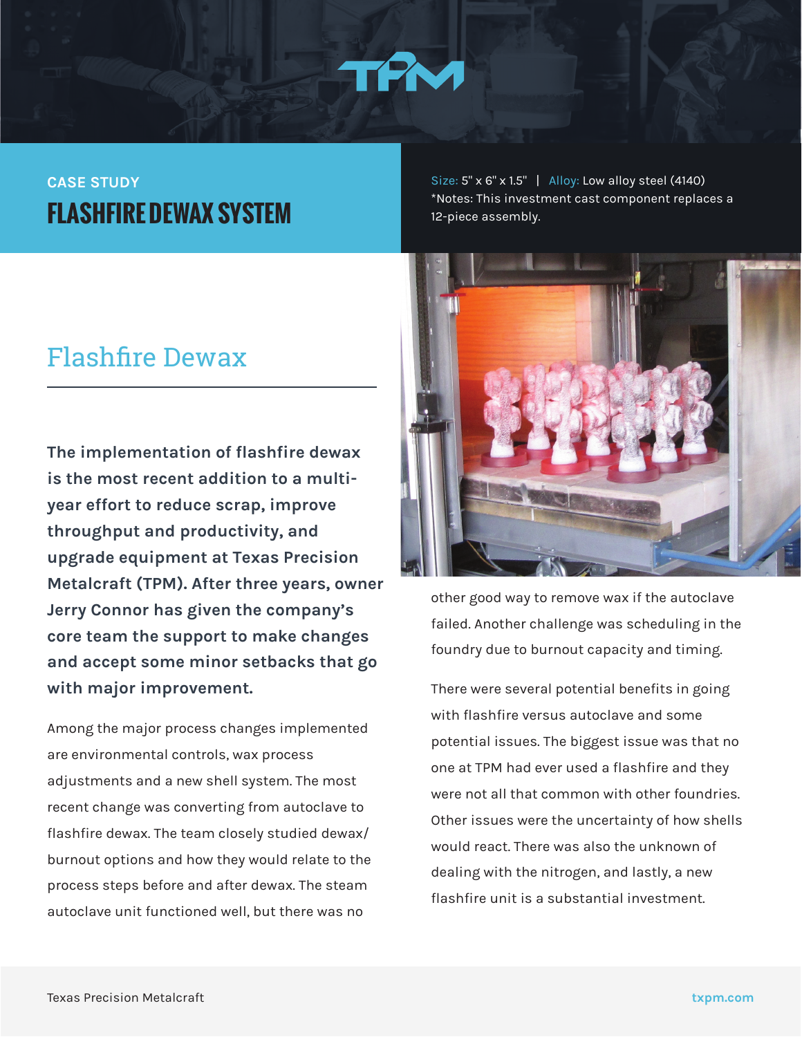TPM

CASE STUDY

# FLASHFIRE DEWAX SYSTEM

Size: 5" x 6" x 1.5" | Alloy: Low alloy steel (4140)
*Notes: This investment cast component replaces a 12-piece assembly.

## Flashfire Dewax

**The implementation of flashfire dewax is the most recent addition to a multi-year effort to reduce scrap, improve throughput and productivity, and upgrade equipment at Texas Precision Metalcraft (TPM). After three years, owner Jerry Connor has given the company's core team the support to make changes and accept some minor setbacks that go with major improvement.**

Among the major process changes implemented are environmental controls, wax process adjustments and a new shell system. The most recent change was converting from autoclave to flashfire dewax. The team closely studied dewax/burnout options and how they would relate to the process steps before and after dewax. The steam autoclave unit functioned well, but there was no other good way to remove wax if the autoclave failed. Another challenge was scheduling in the foundry due to burnout capacity and timing.

There were several potential benefits in going with flashfire versus autoclave and some potential issues. The biggest issue was that no one at TPM had ever used a flashfire and they were not all that common with other foundries. Other issues were the uncertainty of how shells would react. There was also the unknown of dealing with the nitrogen, and lastly, a new flashfire unit is a substantial investment.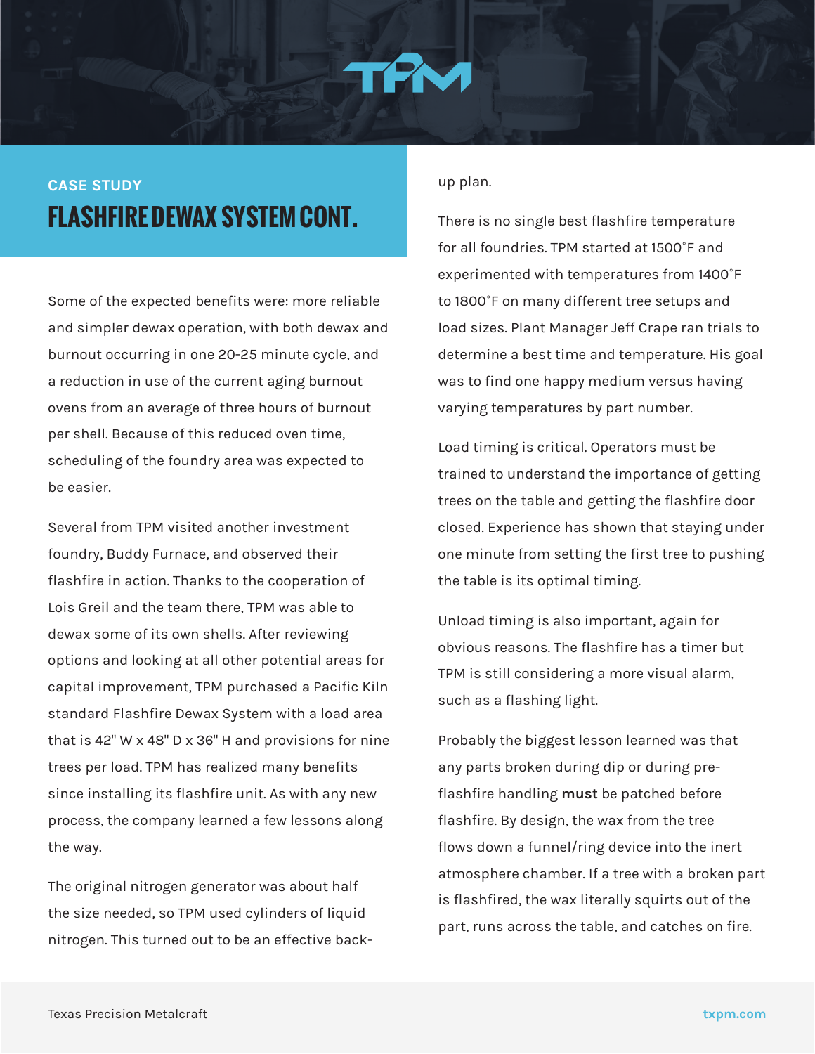CASE STUDY

# FLASHFIRE DEWAX SYSTEM CONT.

Some of the expected benefits were: more reliable and simpler dewax operation, with both dewax and burnout occurring in one 20-25 minute cycle, and a reduction in use of the current aging burnout ovens from an average of three hours of burnout per shell. Because of this reduced oven time, scheduling of the foundry area was expected to be easier.

Several from TPM visited another investment foundry, Buddy Furnace, and observed their flashfire in action. Thanks to the cooperation of Lois Greil and the team there, TPM was able to dewax some of its own shells. After reviewing options and looking at all other potential areas for capital improvement, TPM purchased a Pacific Kiln standard Flashfire Dewax System with a load area that is 42" W x 48" D x 36" H and provisions for nine trees per load. TPM has realized many benefits since installing its flashfire unit. As with any new process, the company learned a few lessons along the way.

The original nitrogen generator was about half the size needed, so TPM used cylinders of liquid nitrogen. This turned out to be an effective back-up plan.

There is no single best flashfire temperature for all foundries. TPM started at 1500˚F and experimented with temperatures from 1400˚F to 1800˚F on many different tree setups and load sizes. Plant Manager Jeff Crape ran trials to determine a best time and temperature. His goal was to find one happy medium versus having varying temperatures by part number.

Load timing is critical. Operators must be trained to understand the importance of getting trees on the table and getting the flashfire door closed. Experience has shown that staying under one minute from setting the first tree to pushing the table is its optimal timing.

Unload timing is also important, again for obvious reasons. The flashfire has a timer but TPM is still considering a more visual alarm, such as a flashing light.

Probably the biggest lesson learned was that any parts broken during dip or during pre-flashfire handling **must** be patched before flashfire. By design, the wax from the tree flows down a funnel/ring device into the inert atmosphere chamber. If a tree with a broken part is flashfired, the wax literally squirts out of the part, runs across the table, and catches on fire.

Texas Precision Metalcraft txpm.com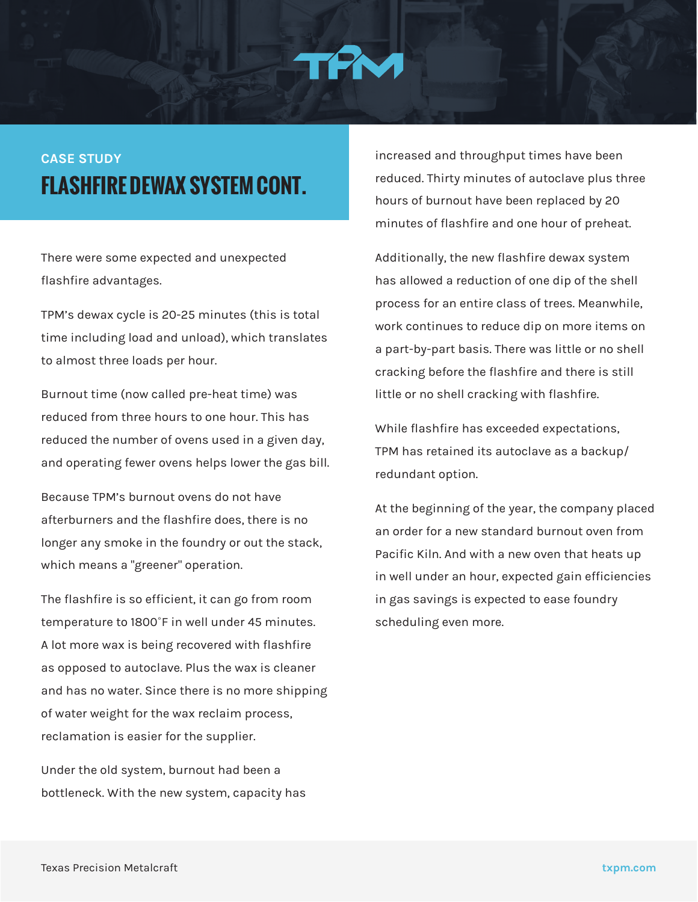CASE STUDY

# FLASHFIRE DEWAX SYSTEM CONT.

There were some expected and unexpected flashfire advantages.

TPM's dewax cycle is 20-25 minutes (this is total time including load and unload), which translates to almost three loads per hour.

Burnout time (now called pre-heat time) was reduced from three hours to one hour. This has reduced the number of ovens used in a given day, and operating fewer ovens helps lower the gas bill.

Because TPM's burnout ovens do not have afterburners and the flashfire does, there is no longer any smoke in the foundry or out the stack, which means a "greener" operation.

The flashfire is so efficient, it can go from room temperature to 1800˚F in well under 45 minutes. A lot more wax is being recovered with flashfire as opposed to autoclave. Plus the wax is cleaner and has no water. Since there is no more shipping of water weight for the wax reclaim process, reclamation is easier for the supplier.

Under the old system, burnout had been a bottleneck. With the new system, capacity has increased and throughput times have been reduced. Thirty minutes of autoclave plus three hours of burnout have been replaced by 20 minutes of flashfire and one hour of preheat.

Additionally, the new flashfire dewax system has allowed a reduction of one dip of the shell process for an entire class of trees. Meanwhile, work continues to reduce dip on more items on a part-by-part basis. There was little or no shell cracking before the flashfire and there is still little or no shell cracking with flashfire.

While flashfire has exceeded expectations, TPM has retained its autoclave as a backup/redundant option.

At the beginning of the year, the company placed an order for a new standard burnout oven from Pacific Kiln. And with a new oven that heats up in well under an hour, expected gain efficiencies in gas savings is expected to ease foundry scheduling even more.